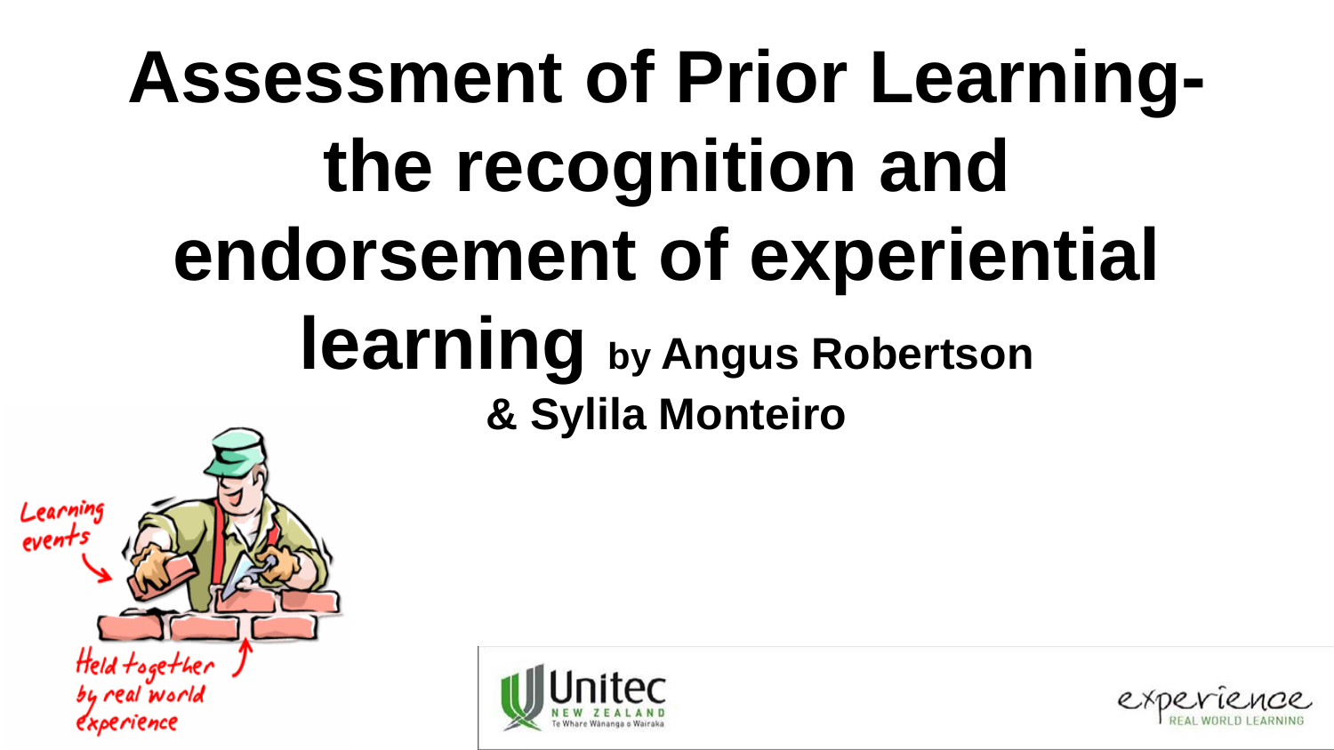# Assessment of Prior Learning- the recognition and endorsement of experiential learning

**by Angus Robertson & Sylila Monteiro**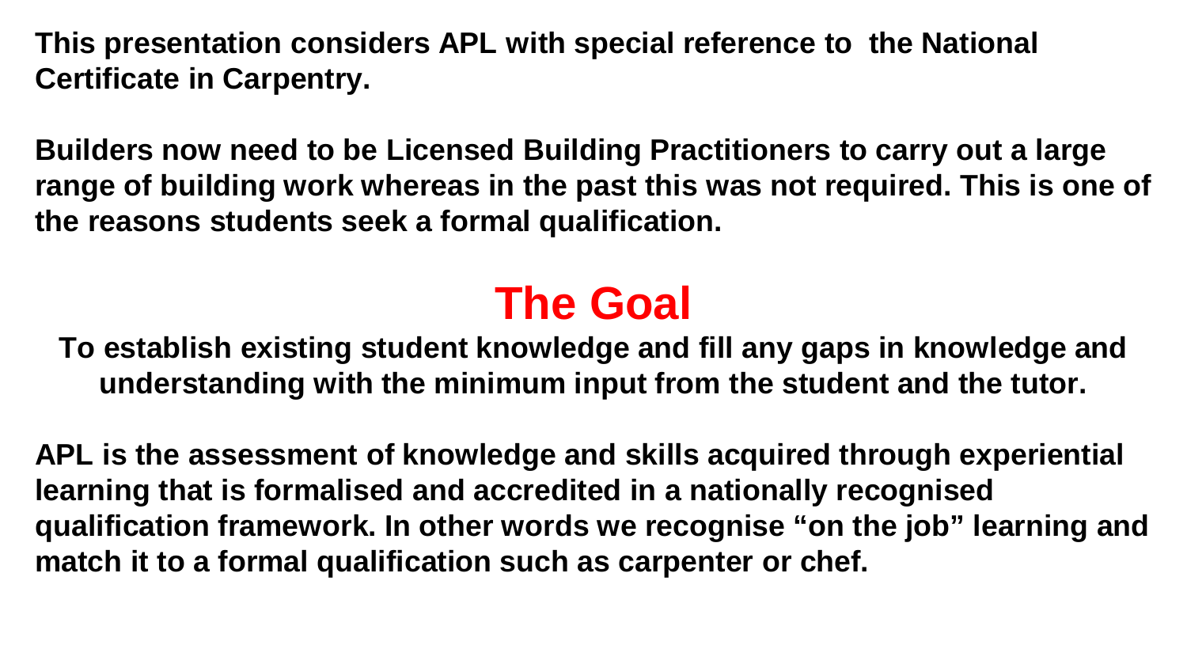**This presentation considers APL with special reference to the National Certificate in Carpentry.**

**Builders now need to be Licensed Building Practitioners to carry out a large range of building work whereas in the past this was not required. This is one of the reasons students seek a formal qualification.**

## The Goal

**To establish existing student knowledge and fill any gaps in knowledge and understanding with the minimum input from the student and the tutor.**

**APL is the assessment of knowledge and skills acquired through experiential learning that is formalised and accredited in a nationally recognised qualification framework. In other words we recognise "on the job" learning and match it to a formal qualification such as carpenter or chef.**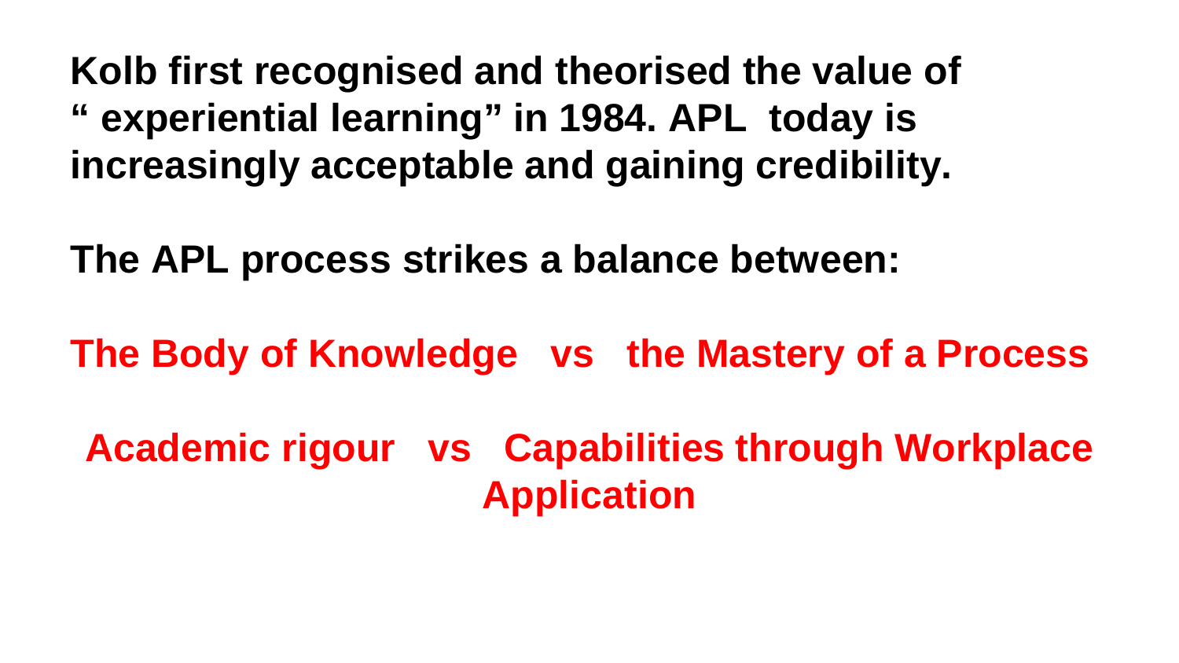**Kolb first recognised and theorised the value of " experiential learning" in 1984. APL today is increasingly acceptable and gaining credibility.**

**The APL process strikes a balance between:**

**The Body of Knowledge vs the Mastery of a Process**

**Academic rigour vs Capabilities through Workplace Application**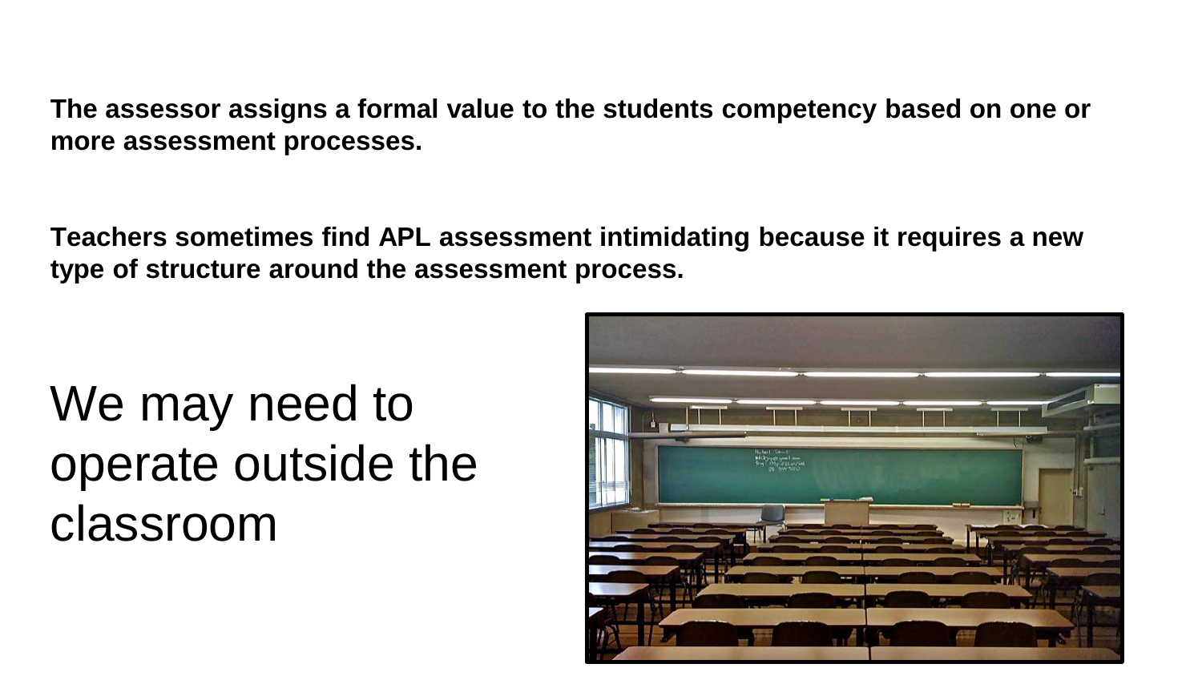**The assessor assigns a formal value to the students competency based on one or more assessment processes.**

**Teachers sometimes find APL assessment intimidating because it requires a new type of structure around the assessment process.**

We may need to operate outside the classroom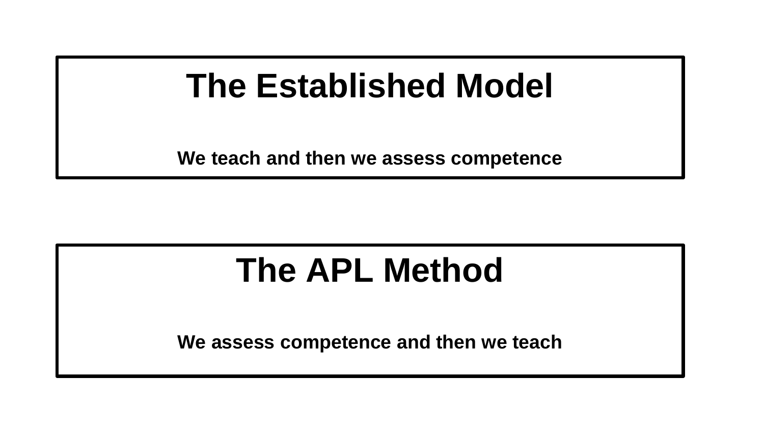## The Established Model

**We teach and then we assess competence**

## The APL Method

**We assess competence and then we teach**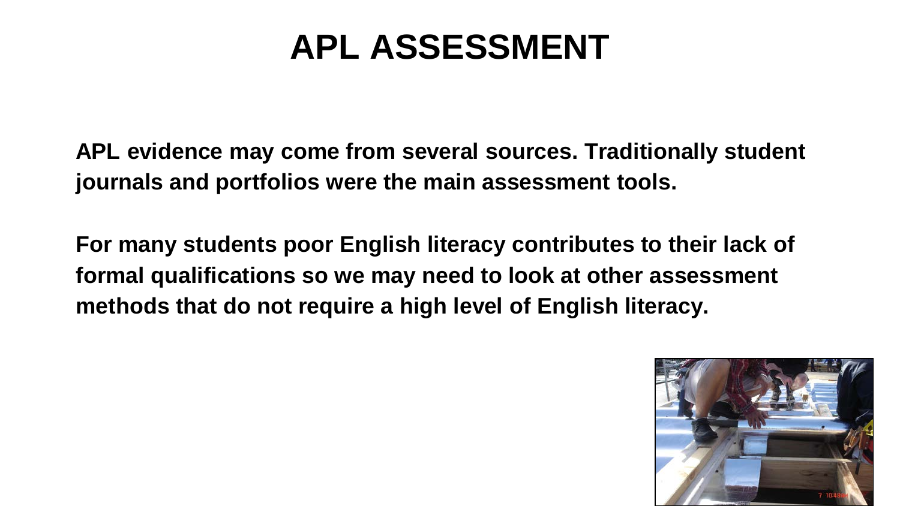# APL ASSESSMENT

**APL evidence may come from several sources. Traditionally student journals and portfolios were the main assessment tools.**

**For many students poor English literacy contributes to their lack of formal qualifications so we may need to look at other assessment methods that do not require a high level of English literacy.**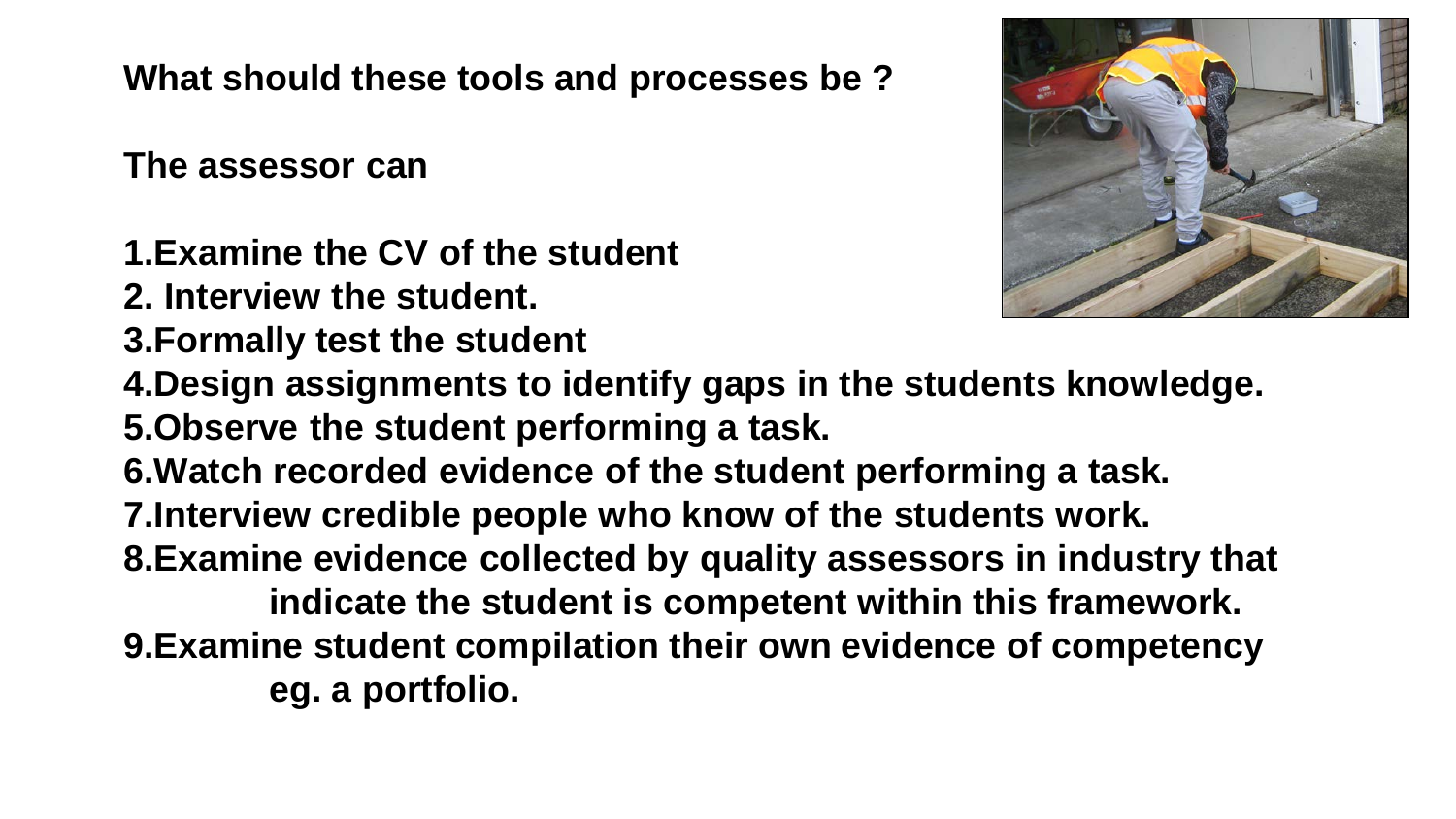**What should these tools and processes be ?**

**The assessor can**

1. **Examine the CV of the student**
2. **Interview the student.**
3. **Formally test the student**
4. **Design assignments to identify gaps in the students knowledge.**
5. **Observe the student performing a task.**
6. **Watch recorded evidence of the student performing a task.**
7. **Interview credible people who know of the students work.**
8. **Examine evidence collected by quality assessors in industry that indicate the student is competent within this framework.**
9. **Examine student compilation their own evidence of competency eg. a portfolio.**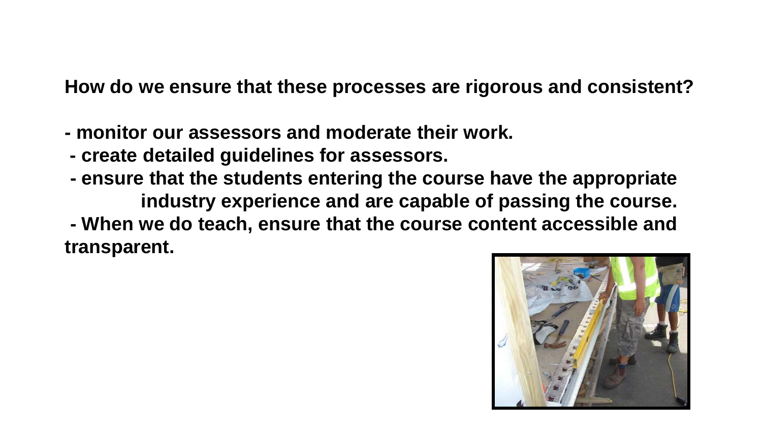**How do we ensure that these processes are rigorous and consistent?**

- **monitor our assessors and moderate their work.**
- **create detailed guidelines for assessors.**
- **ensure that the students entering the course have the appropriate industry experience and are capable of passing the course.**
- **When we do teach, ensure that the course content accessible and transparent.**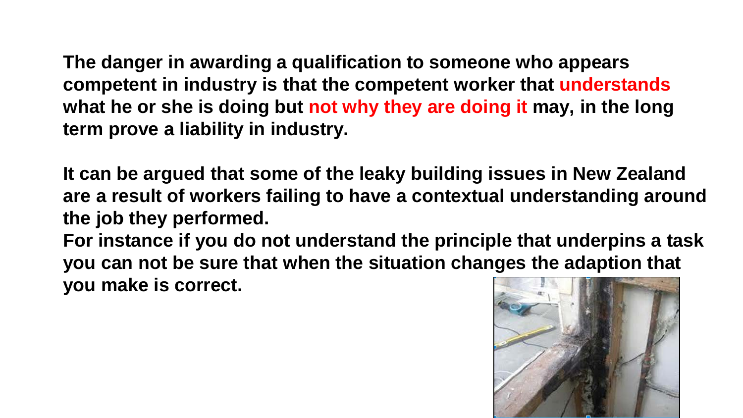**The danger in awarding a qualification to someone who appears competent in industry is that the competent worker that understands what he or she is doing but not why they are doing it may, in the long term prove a liability in industry.**

**It can be argued that some of the leaky building issues in New Zealand are a result of workers failing to have a contextual understanding around the job they performed.**

**For instance if you do not understand the principle that underpins a task you can not be sure that when the situation changes the adaption that you make is correct.**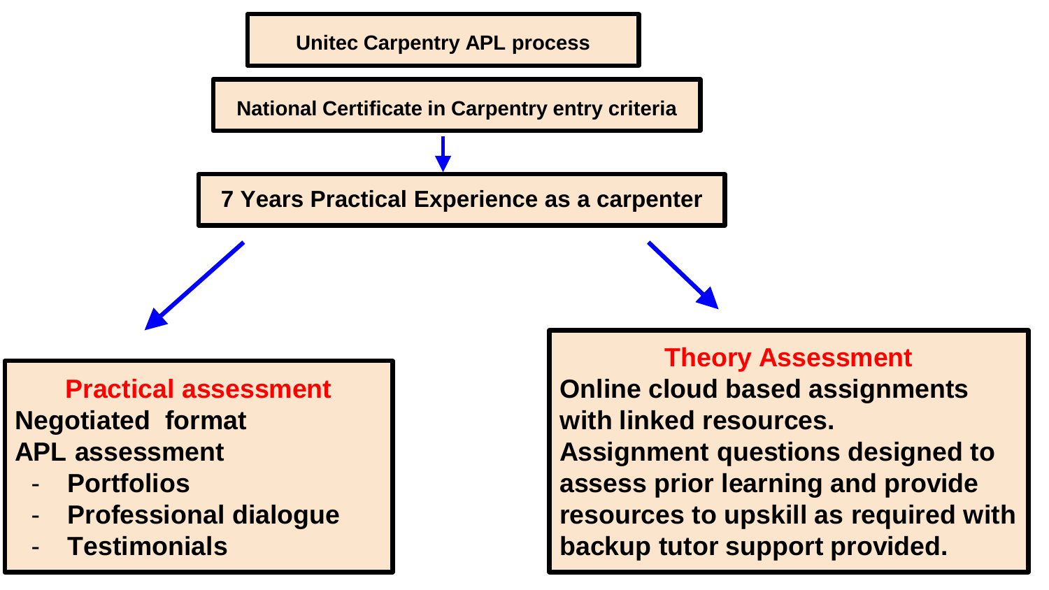**Unitec Carpentry APL process**

**National Certificate in Carpentry entry criteria**

**7 Years Practical Experience as a carpenter**

**Practical assessment**

**Negotiated format**

**APL assessment**

- **Portfolios**
- **Professional dialogue**
- **Testimonials**

**Theory Assessment**

**Online cloud based assignments with linked resources.**

**Assignment questions designed to assess prior learning and provide resources to upskill as required with backup tutor support provided.**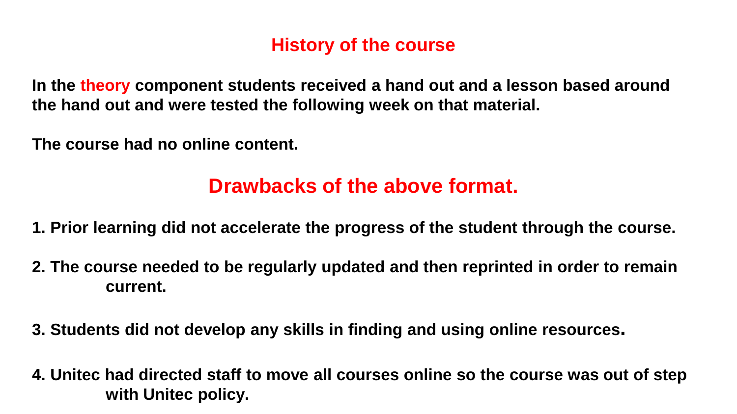## History of the course

**In the theory component students received a hand out and a lesson based around the hand out and were tested the following week on that material.**

**The course had no online content.**

## Drawbacks of the above format.

1. **Prior learning did not accelerate the progress of the student through the course.**

2. **The course needed to be regularly updated and then reprinted in order to remain current.**

3. **Students did not develop any skills in finding and using online resources.**

4. **Unitec had directed staff to move all courses online so the course was out of step with Unitec policy.**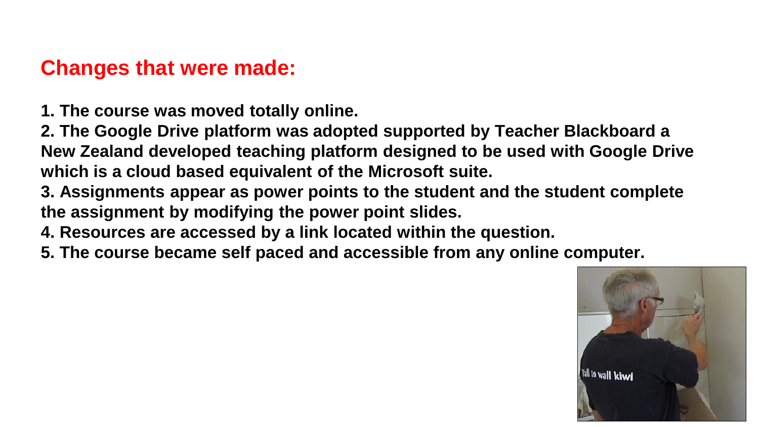## Changes that were made:

**1. The course was moved totally online.**
**2. The Google Drive platform was adopted supported by Teacher Blackboard a New Zealand developed teaching platform designed to be used with Google Drive which is a cloud based equivalent of the Microsoft suite.**
**3. Assignments appear as power points to the student and the student complete the assignment by modifying the power point slides.**
**4. Resources are accessed by a link located within the question.**
**5. The course became self paced and accessible from any online computer.**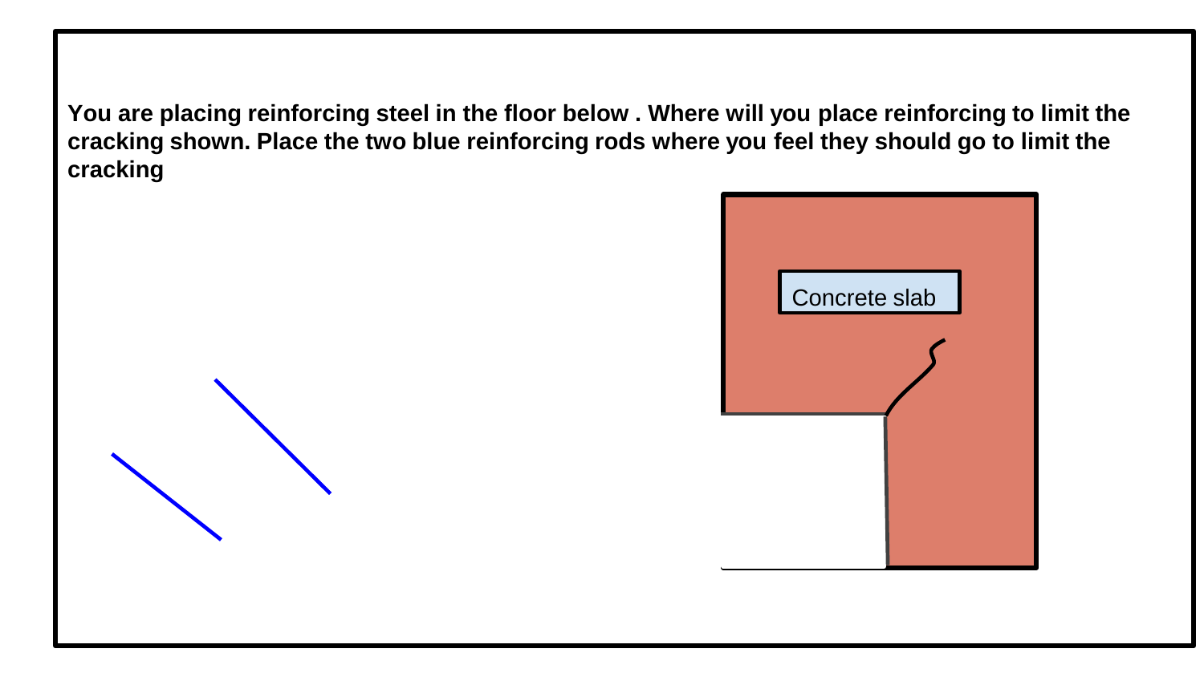**You are placing reinforcing steel in the floor below . Where will you place reinforcing to limit the cracking shown. Place the two blue reinforcing rods where you feel they should go to limit the cracking**

Concrete slab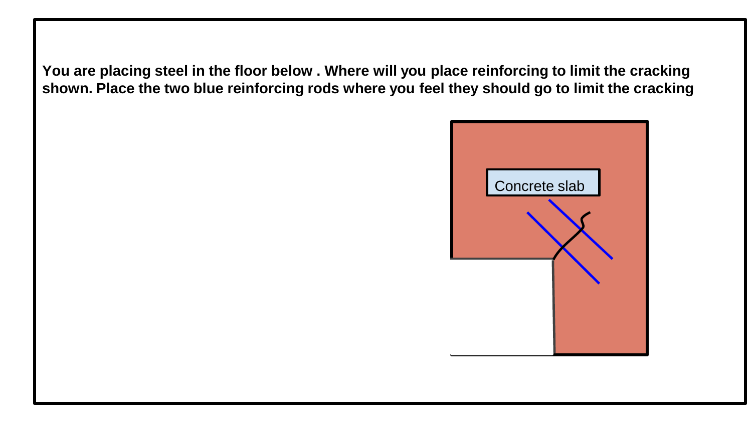**You are placing steel in the floor below . Where will you place reinforcing to limit the cracking shown. Place the two blue reinforcing rods where you feel they should go to limit the cracking**

Concrete slab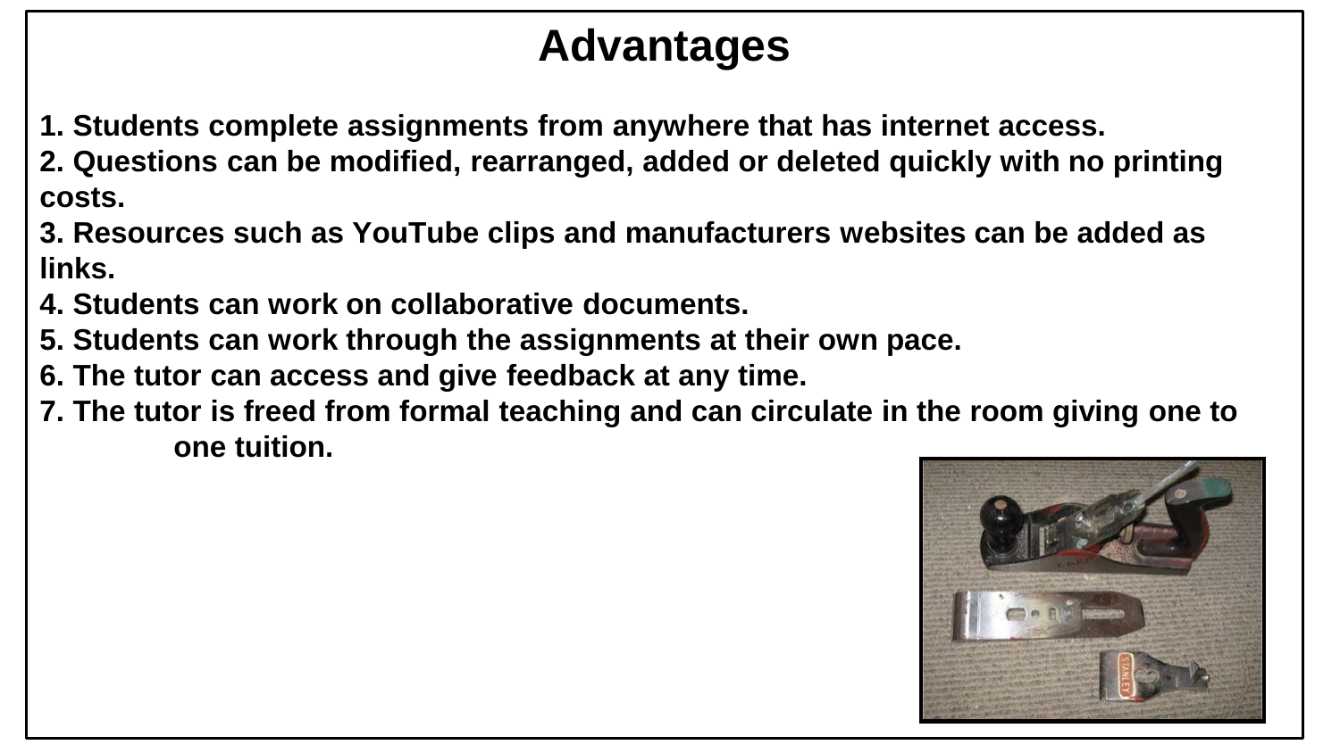# Advantages

1. Students complete assignments from anywhere that has internet access.
2. Questions can be modified, rearranged, added or deleted quickly with no printing costs.
3. Resources such as YouTube clips and manufacturers websites can be added as links.
4. Students can work on collaborative documents.
5. Students can work through the assignments at their own pace.
6. The tutor can access and give feedback at any time.
7. The tutor is freed from formal teaching and can circulate in the room giving one to one tuition.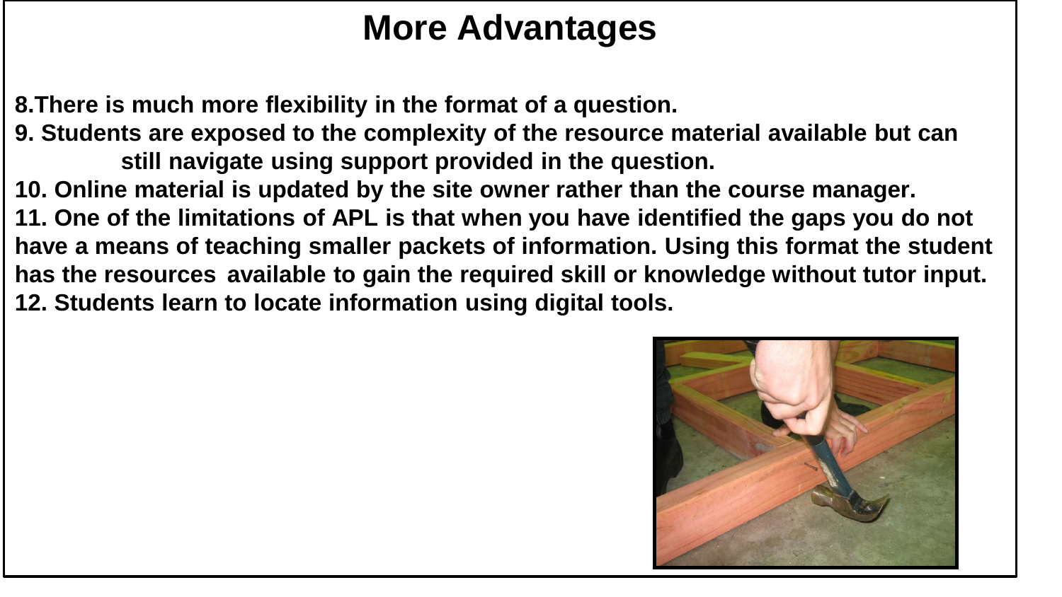# More Advantages

8. There is much more flexibility in the format of a question.
9. Students are exposed to the complexity of the resource material available but can still navigate using support provided in the question.
10. Online material is updated by the site owner rather than the course manager.
11. One of the limitations of APL is that when you have identified the gaps you do not have a means of teaching smaller packets of information. Using this format the student has the resources available to gain the required skill or knowledge without tutor input.
12. Students learn to locate information using digital tools.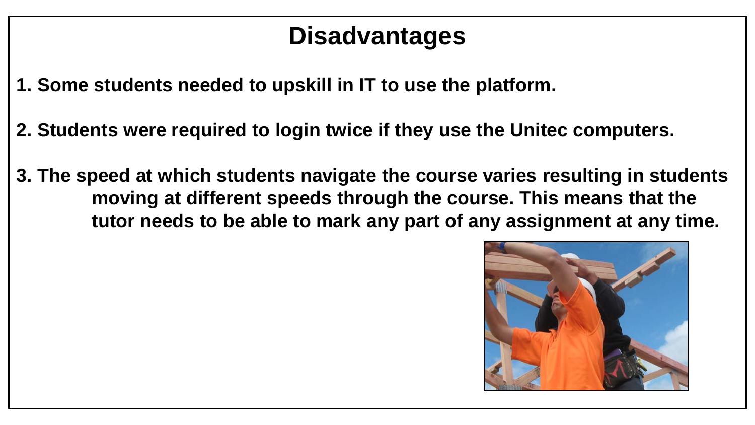# Disadvantages

1. Some students needed to upskill in IT to use the platform.
2. Students were required to login twice if they use the Unitec computers.
3. The speed at which students navigate the course varies resulting in students moving at different speeds through the course. This means that the tutor needs to be able to mark any part of any assignment at any time.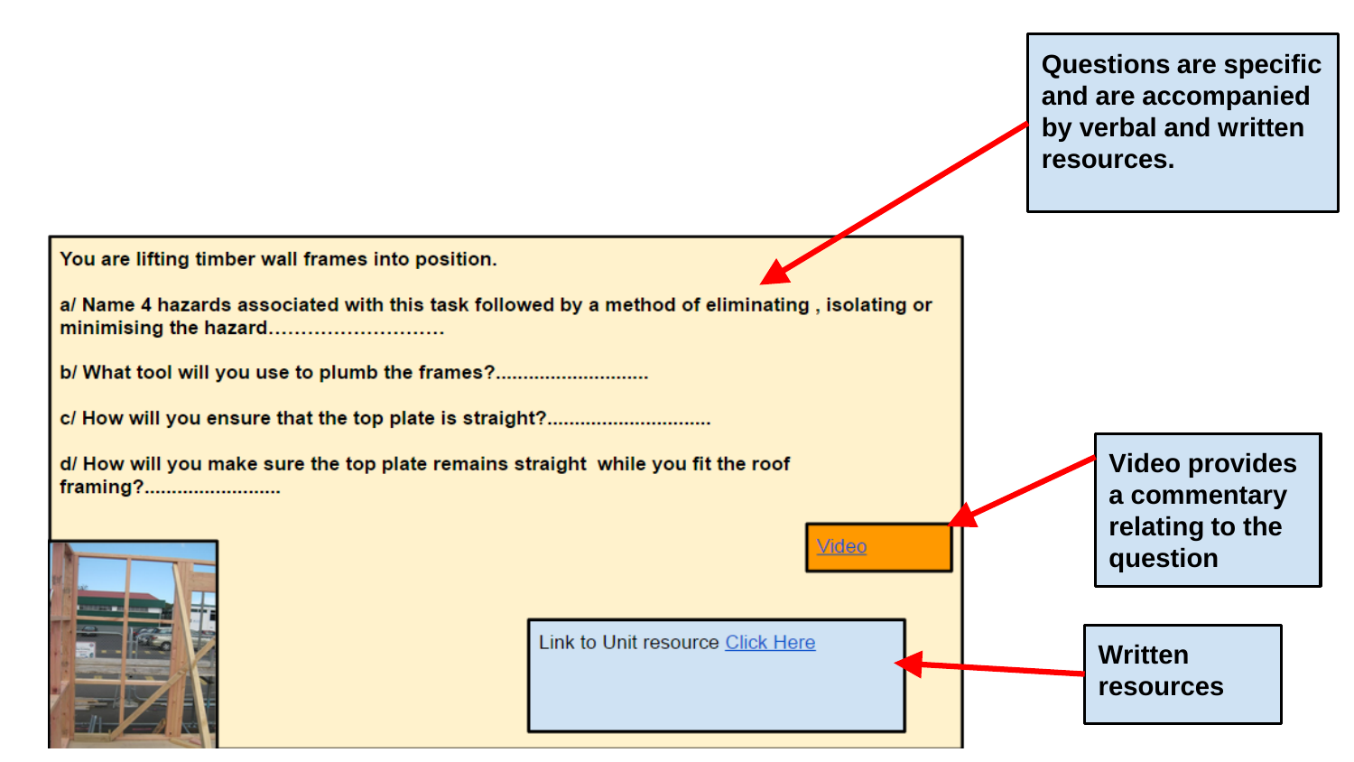You are lifting timber wall frames into position.

a/ Name 4 hazards associated with this task followed by a method of eliminating , isolating or minimising the hazard………………………

b/ What tool will you use to plumb the frames?...........................

c/ How will you ensure that the top plate is straight?.............................

d/ How will you make sure the top plate remains straight while you fit the roof framing?........................

Video

Link to Unit resource Click Here

**Questions are specific and are accompanied by verbal and written resources.**

**Video provides a commentary relating to the question**

**Written resources**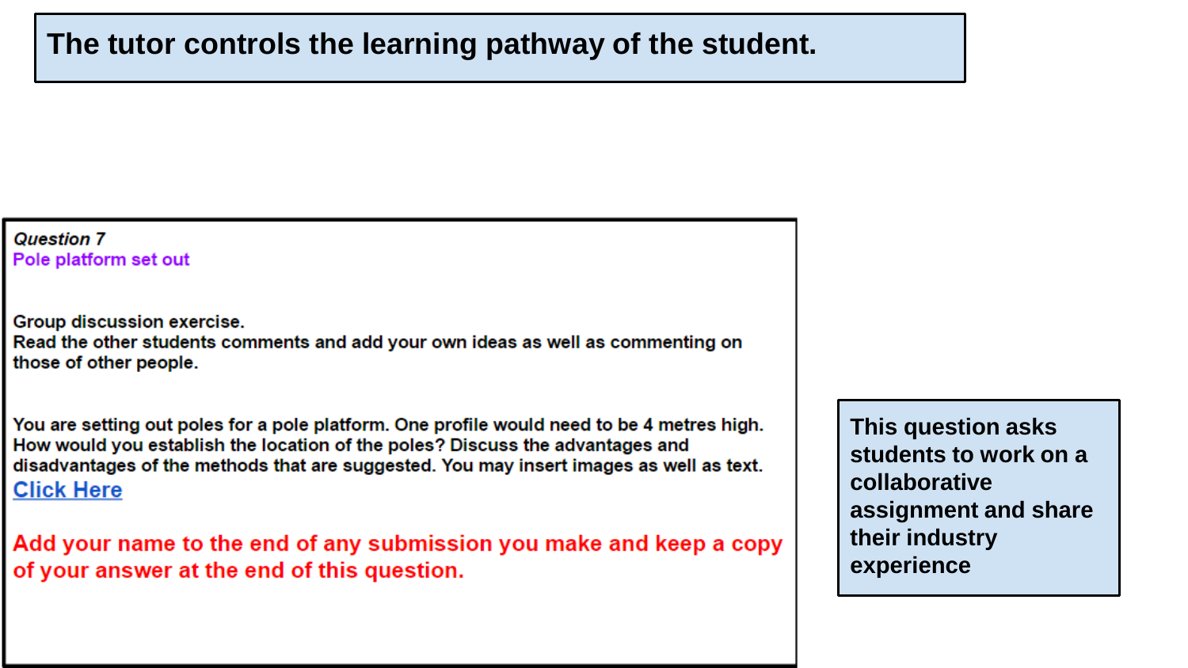# The tutor controls the learning pathway of the student.

***Question 7***

**Pole platform set out**

Group discussion exercise.
Read the other students comments and add your own ideas as well as commenting on those of other people.

You are setting out poles for a pole platform. One profile would need to be 4 metres high. How would you establish the location of the poles? Discuss the advantages and disadvantages of the methods that are suggested. You may insert images as well as text.

Click Here

**Add your name to the end of any submission you make and keep a copy of your answer at the end of this question.**

**This question asks students to work on a collaborative assignment and share their industry experience**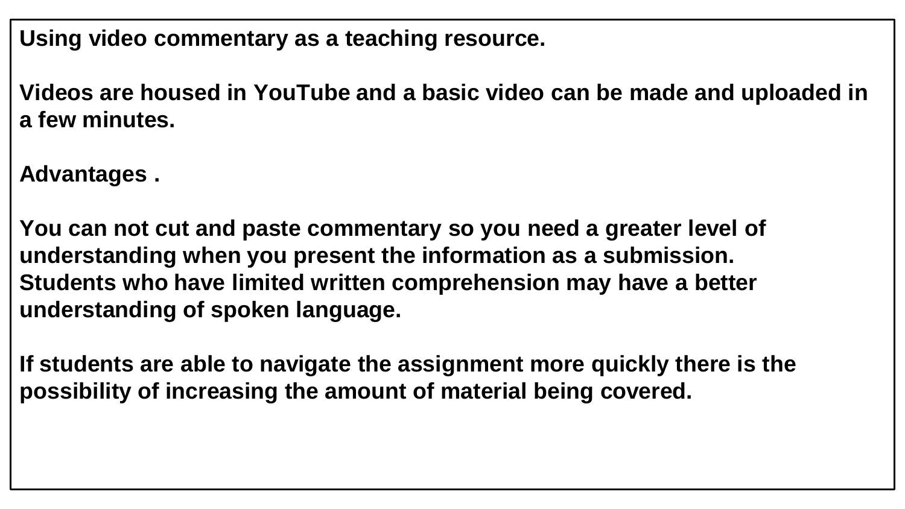**Using video commentary as a teaching resource.**

**Videos are housed in YouTube and a basic video can be made and uploaded in a few minutes.**

**Advantages .**

**You can not cut and paste commentary so you need a greater level of understanding when you present the information as a submission.**
**Students who have limited written comprehension may have a better understanding of spoken language.**

**If students are able to navigate the assignment more quickly there is the possibility of increasing the amount of material being covered.**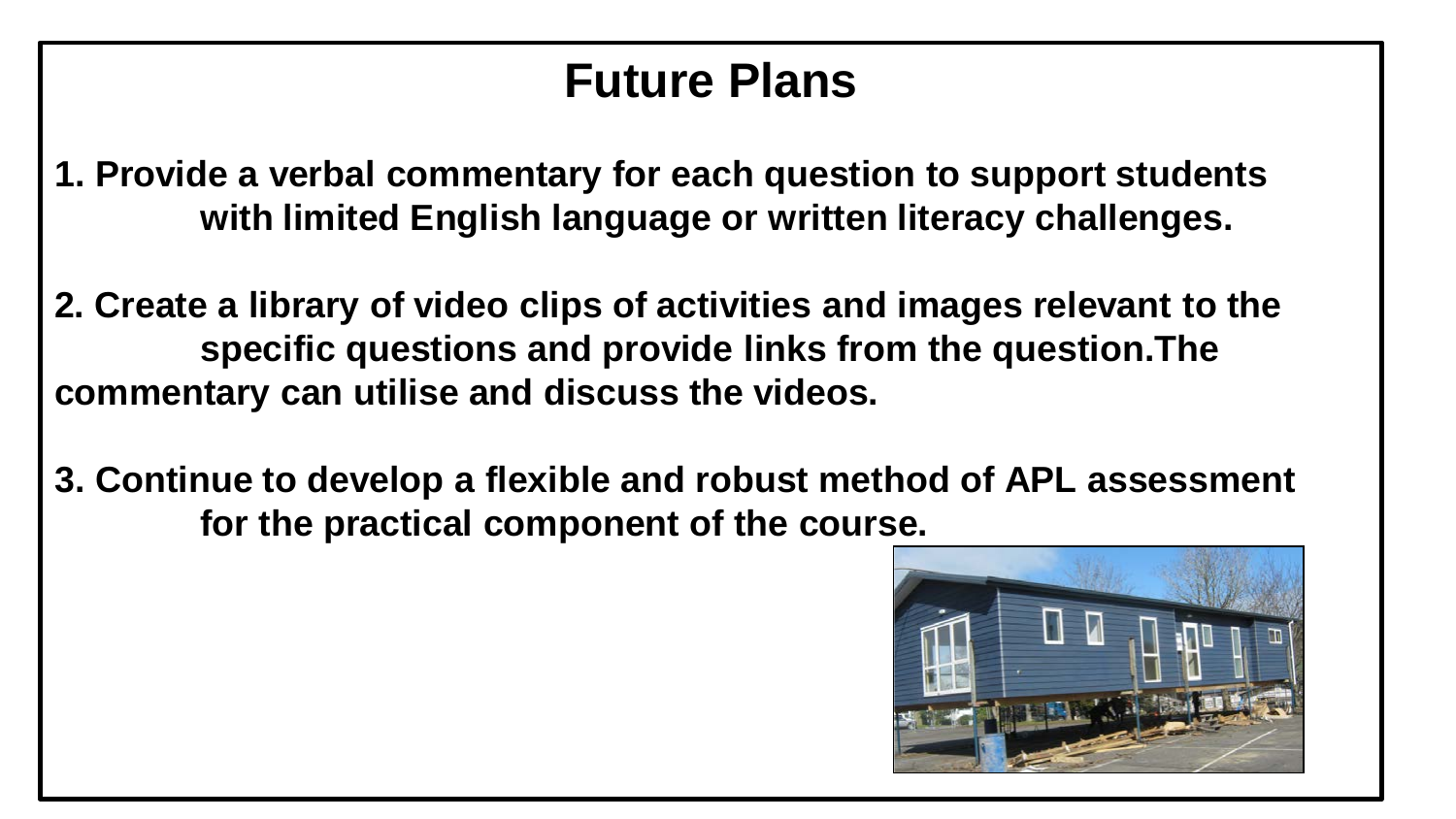# Future Plans

1. Provide a verbal commentary for each question to support students with limited English language or written literacy challenges.

2. Create a library of video clips of activities and images relevant to the specific questions and provide links from the question.The commentary can utilise and discuss the videos.

3. Continue to develop a flexible and robust method of APL assessment for the practical component of the course.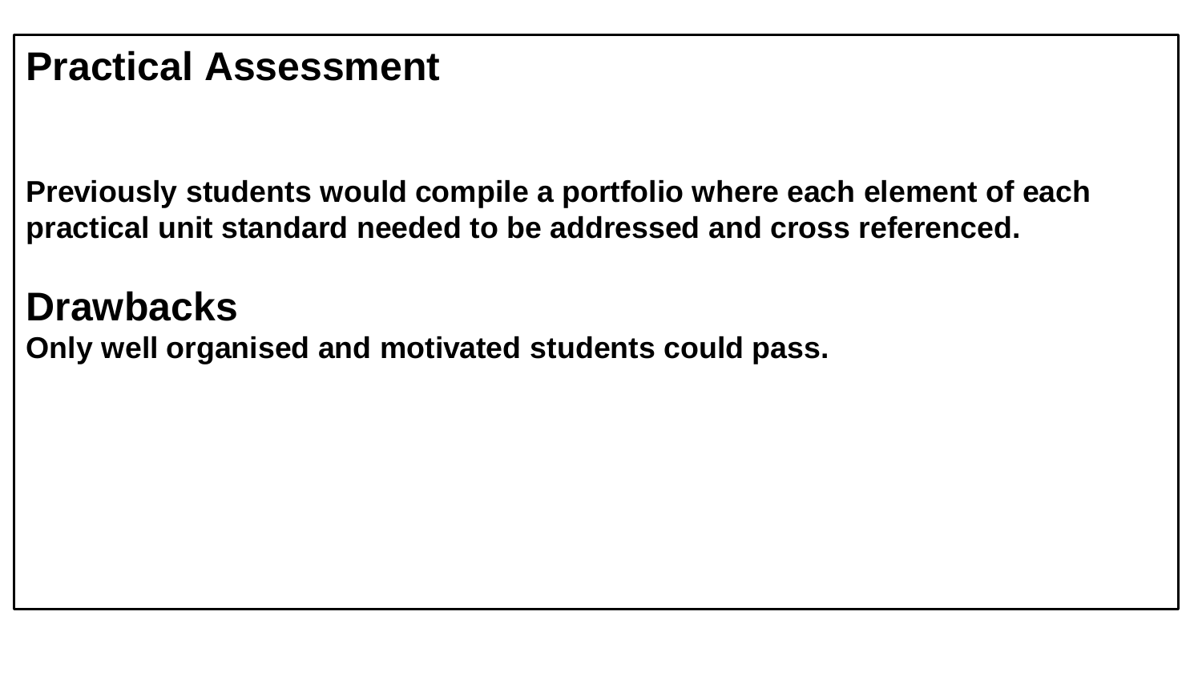# Practical Assessment

**Previously students would compile a portfolio where each element of each practical unit standard needed to be addressed and cross referenced.**

## Drawbacks

**Only well organised and motivated students could pass.**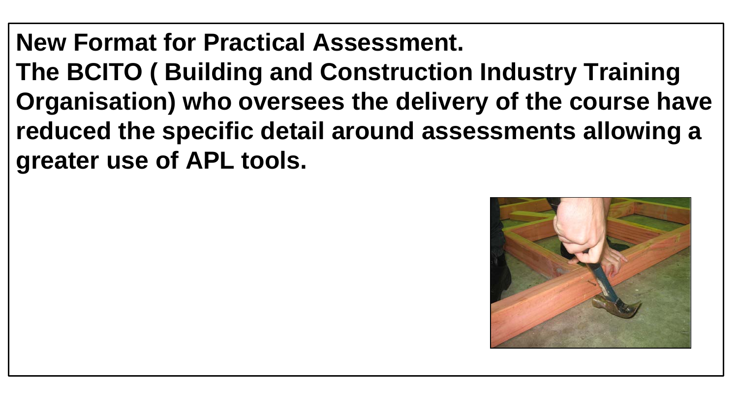**New Format for Practical Assessment.**

**The BCITO ( Building and Construction Industry Training Organisation) who oversees the delivery of the course have reduced the specific detail around assessments allowing a greater use of APL tools.**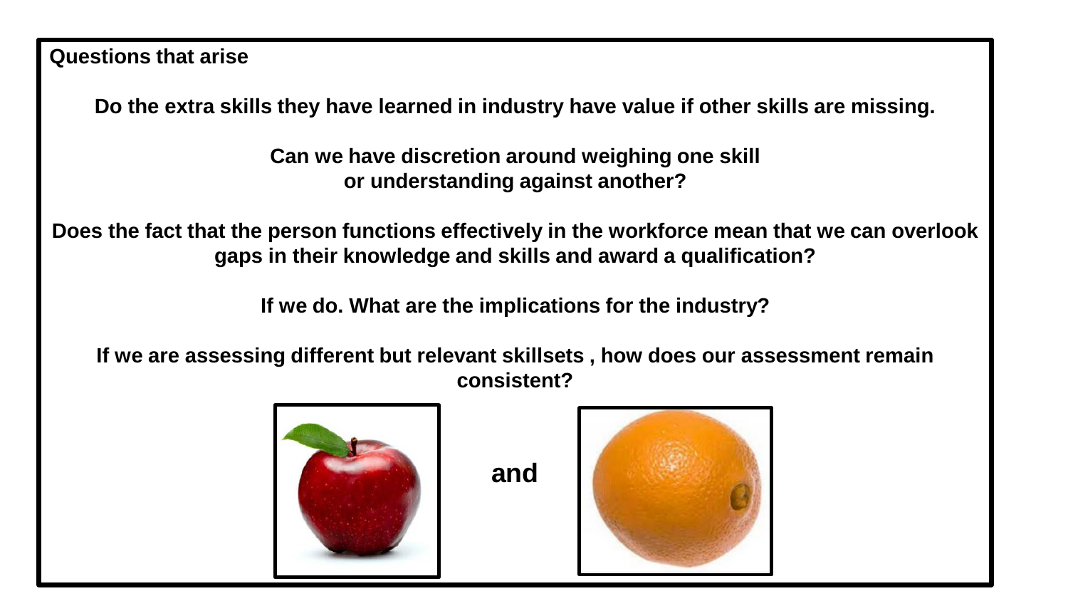**Questions that arise**

**Do the extra skills they have learned in industry have value if other skills are missing.**

**Can we have discretion around weighing one skill or understanding against another?**

**Does the fact that the person functions effectively in the workforce mean that we can overlook gaps in their knowledge and skills and award a qualification?**

**If we do. What are the implications for the industry?**

**If we are assessing different but relevant skillsets , how does our assessment remain consistent?**

**and**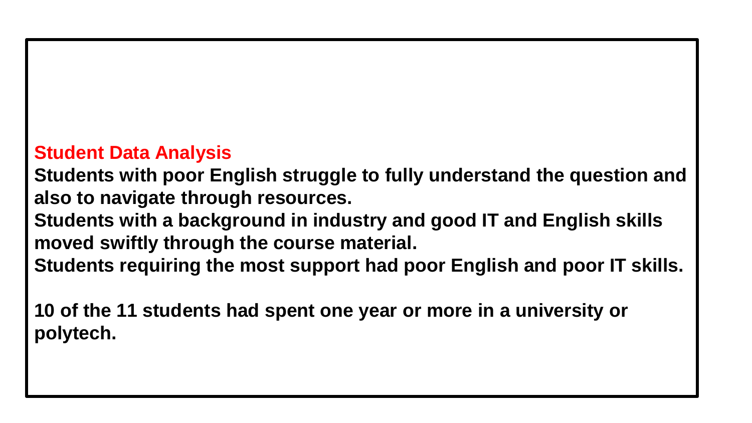## Student Data Analysis

**Students with poor English struggle to fully understand the question and also to navigate through resources.**
**Students with a background in industry and good IT and English skills moved swiftly through the course material.**
**Students requiring the most support had poor English and poor IT skills.**

**10 of the 11 students had spent one year or more in a university or polytech.**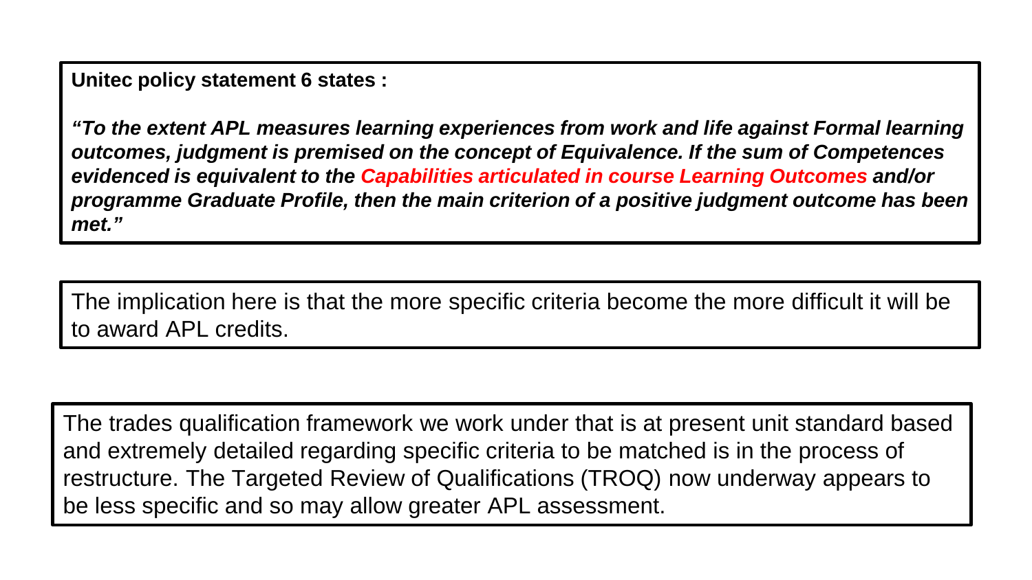**Unitec policy statement 6 states :**

***"To the extent APL measures learning experiences from work and life against Formal learning outcomes, judgment is premised on the concept of Equivalence. If the sum of Competences evidenced is equivalent to the Capabilities articulated in course Learning Outcomes and/or programme Graduate Profile, then the main criterion of a positive judgment outcome has been met."***

The implication here is that the more specific criteria become the more difficult it will be to award APL credits.

The trades qualification framework we work under that is at present unit standard based and extremely detailed regarding specific criteria to be matched is in the process of restructure. The Targeted Review of Qualifications (TROQ) now underway appears to be less specific and so may allow greater APL assessment.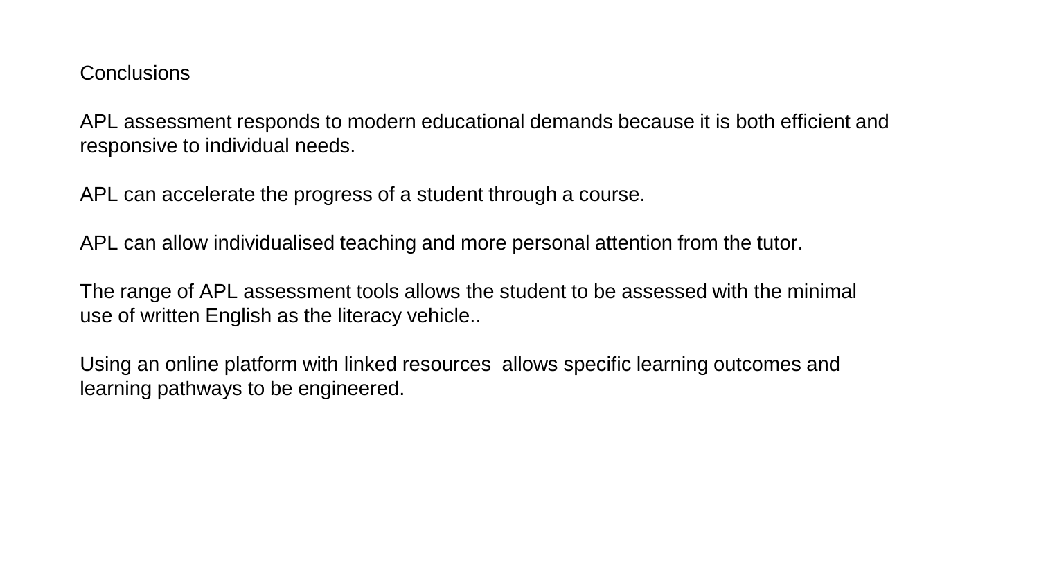## Conclusions

APL assessment responds to modern educational demands because it is both efficient and responsive to individual needs.

APL can accelerate the progress of a student through a course.

APL can allow individualised teaching and more personal attention from the tutor.

The range of APL assessment tools allows the student to be assessed with the minimal use of written English as the literacy vehicle..

Using an online platform with linked resources allows specific learning outcomes and learning pathways to be engineered.